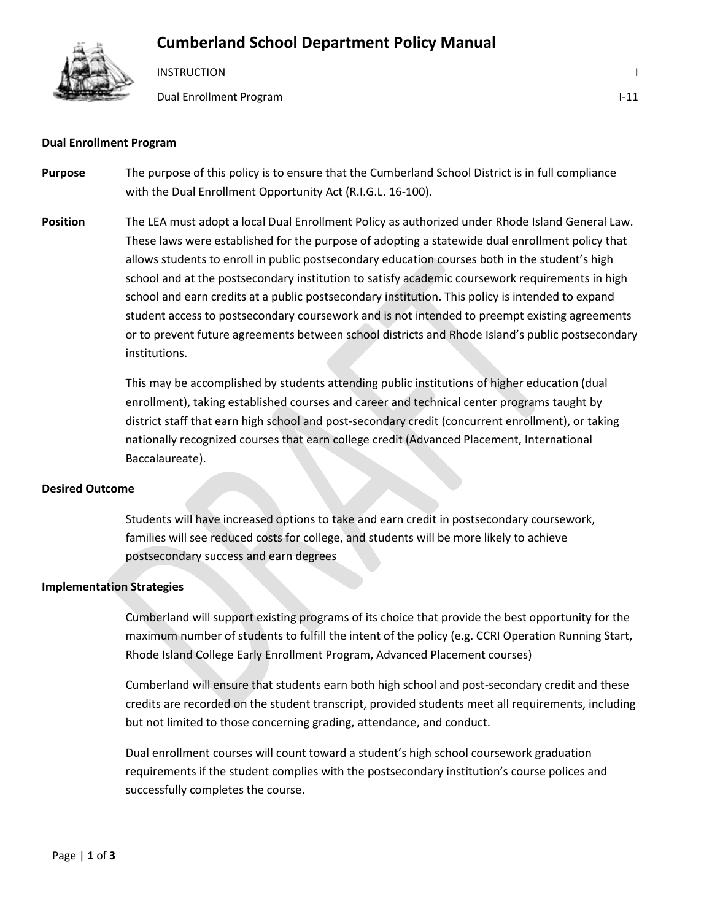# Cumberland School Department Policy Manual

INSTRUCTION — I

Dual Enrollment Program — I-11

## Dual Enrollment Program

**Purpose** The purpose of this policy is to ensure that the Cumberland School District is in full compliance with the Dual Enrollment Opportunity Act (R.I.G.L. 16-100).

**Position** The LEA must adopt a local Dual Enrollment Policy as authorized under Rhode Island General Law. These laws were established for the purpose of adopting a statewide dual enrollment policy that allows students to enroll in public postsecondary education courses both in the student's high school and at the postsecondary institution to satisfy academic coursework requirements in high school and earn credits at a public postsecondary institution. This policy is intended to expand student access to postsecondary coursework and is not intended to preempt existing agreements or to prevent future agreements between school districts and Rhode Island's public postsecondary institutions.

This may be accomplished by students attending public institutions of higher education (dual enrollment), taking established courses and career and technical center programs taught by district staff that earn high school and post-secondary credit (concurrent enrollment), or taking nationally recognized courses that earn college credit (Advanced Placement, International Baccalaureate).

**Desired Outcome**

Students will have increased options to take and earn credit in postsecondary coursework, families will see reduced costs for college, and students will be more likely to achieve postsecondary success and earn degrees

**Implementation Strategies**

Cumberland will support existing programs of its choice that provide the best opportunity for the maximum number of students to fulfill the intent of the policy (e.g. CCRI Operation Running Start, Rhode Island College Early Enrollment Program, Advanced Placement courses)

Cumberland will ensure that students earn both high school and post-secondary credit and these credits are recorded on the student transcript, provided students meet all requirements, including but not limited to those concerning grading, attendance, and conduct.

Dual enrollment courses will count toward a student's high school coursework graduation requirements if the student complies with the postsecondary institution's course polices and successfully completes the course.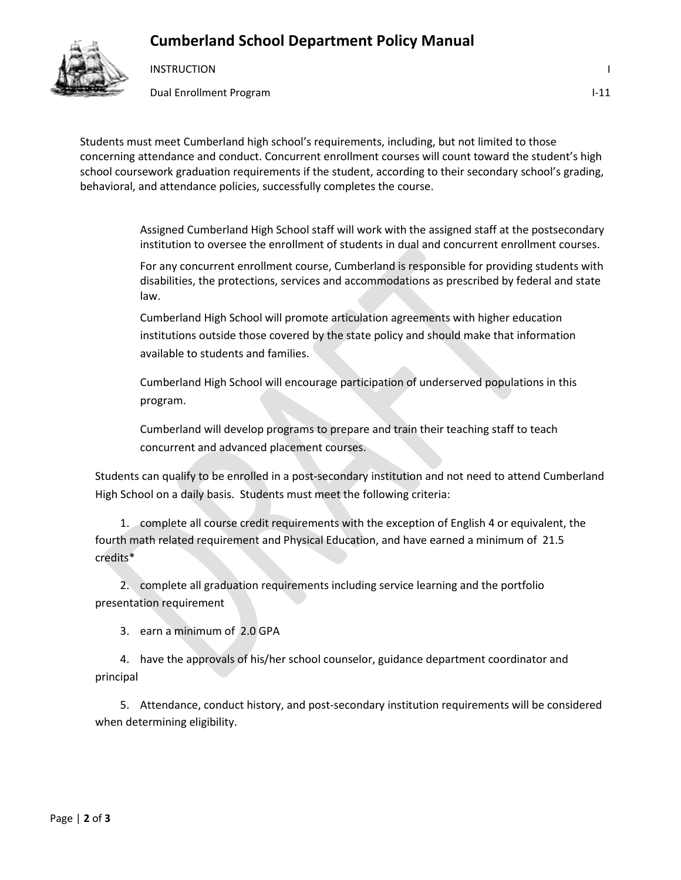Students must meet Cumberland high school's requirements, including, but not limited to those concerning attendance and conduct. Concurrent enrollment courses will count toward the student's high school coursework graduation requirements if the student, according to their secondary school's grading, behavioral, and attendance policies, successfully completes the course.

> Assigned Cumberland High School staff will work with the assigned staff at the postsecondary institution to oversee the enrollment of students in dual and concurrent enrollment courses.
>
> For any concurrent enrollment course, Cumberland is responsible for providing students with disabilities, the protections, services and accommodations as prescribed by federal and state law.
>
> Cumberland High School will promote articulation agreements with higher education institutions outside those covered by the state policy and should make that information available to students and families.
>
> Cumberland High School will encourage participation of underserved populations in this program.
>
> Cumberland will develop programs to prepare and train their teaching staff to teach concurrent and advanced placement courses.

Students can qualify to be enrolled in a post-secondary institution and not need to attend Cumberland High School on a daily basis. Students must meet the following criteria:

1. complete all course credit requirements with the exception of English 4 or equivalent, the fourth math related requirement and Physical Education, and have earned a minimum of 21.5 credits*
2. complete all graduation requirements including service learning and the portfolio presentation requirement
3. earn a minimum of 2.0 GPA
4. have the approvals of his/her school counselor, guidance department coordinator and principal
5. Attendance, conduct history, and post-secondary institution requirements will be considered when determining eligibility.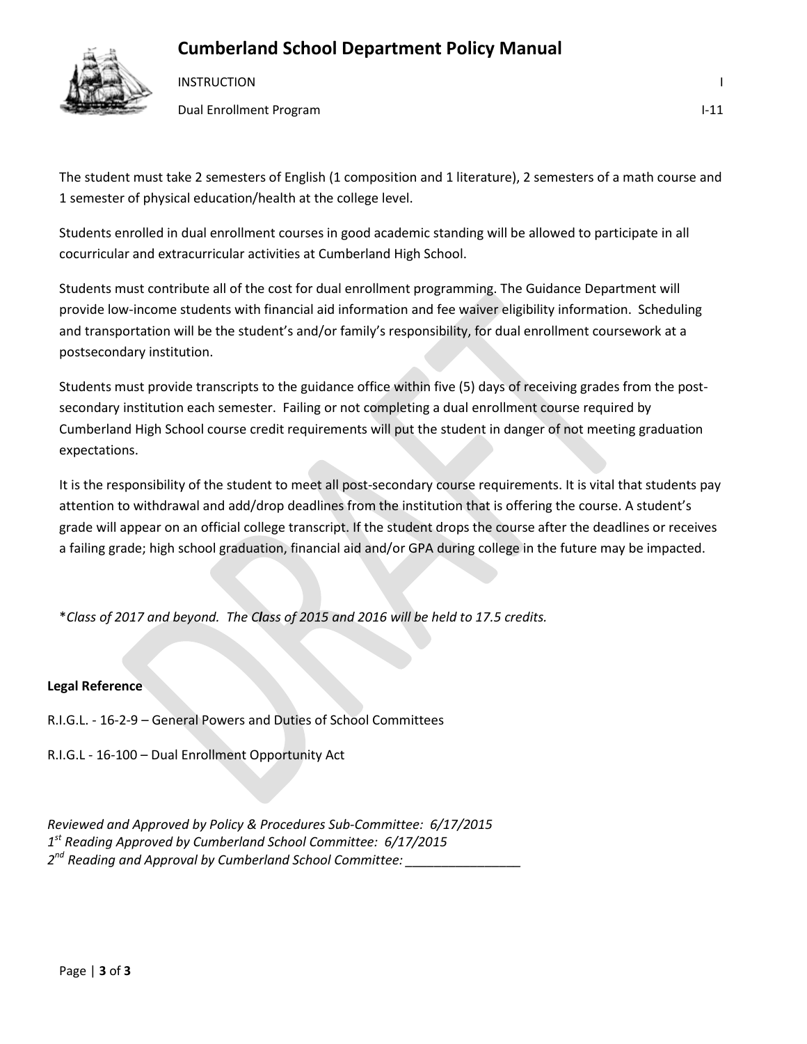The student must take 2 semesters of English (1 composition and 1 literature), 2 semesters of a math course and 1 semester of physical education/health at the college level.

Students enrolled in dual enrollment courses in good academic standing will be allowed to participate in all cocurricular and extracurricular activities at Cumberland High School.

Students must contribute all of the cost for dual enrollment programming. The Guidance Department will provide low-income students with financial aid information and fee waiver eligibility information. Scheduling and transportation will be the student's and/or family's responsibility, for dual enrollment coursework at a postsecondary institution.

Students must provide transcripts to the guidance office within five (5) days of receiving grades from the post-secondary institution each semester. Failing or not completing a dual enrollment course required by Cumberland High School course credit requirements will put the student in danger of not meeting graduation expectations.

It is the responsibility of the student to meet all post-secondary course requirements. It is vital that students pay attention to withdrawal and add/drop deadlines from the institution that is offering the course. A student's grade will appear on an official college transcript. If the student drops the course after the deadlines or receives a failing grade; high school graduation, financial aid and/or GPA during college in the future may be impacted.

*\*Class of 2017 and beyond. The Class of 2015 and 2016 will be held to 17.5 credits.*

**Legal Reference**

R.I.G.L. - 16-2-9 – General Powers and Duties of School Committees

R.I.G.L - 16-100 – Dual Enrollment Opportunity Act

*Reviewed and Approved by Policy & Procedures Sub-Committee: 6/17/2015*
*1st Reading Approved by Cumberland School Committee: 6/17/2015*
*2nd Reading and Approval by Cumberland School Committee: ________________*